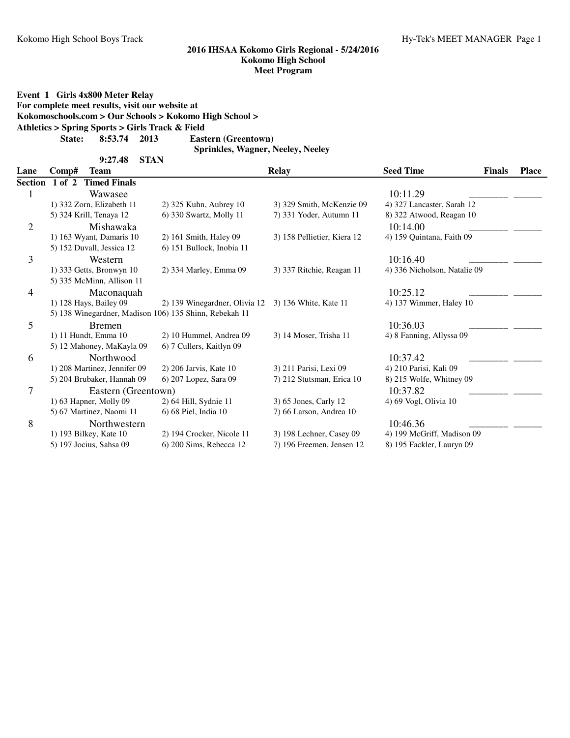# 2016 IHSAA Kokomo Girls Regional - 5/24/2016
## Kokomo High School
## Meet Program

**Event 1 Girls 4x800 Meter Relay**
**For complete meet results, visit our website at**
**Kokomoschools.com > Our Schools > Kokomo High School >**
**Athletics > Spring Sports > Girls Track & Field**

**State: 8:53.74 2013 Eastern (Greentown)**
**Sprinkles, Wagner, Neeley, Neeley**

**9:27.48 STAN**

| Lane | Comp# | Team | Relay | Seed Time | Finals | Place |
|---|---|---|---|---|---|---|
| **Section 1 of 2 Timed Finals** | | | | | | |
| 1 | | Wawasee | | 10:11.29 | ________ | ______ |
| | 1) 332 Zorn, Elizabeth 11 | 2) 325 Kuhn, Aubrey 10 | 3) 329 Smith, McKenzie 09 | 4) 327 Lancaster, Sarah 12 | | |
| | 5) 324 Krill, Tenaya 12 | 6) 330 Swartz, Molly 11 | 7) 331 Yoder, Autumn 11 | 8) 322 Atwood, Reagan 10 | | |
| 2 | | Mishawaka | | 10:14.00 | ________ | ______ |
| | 1) 163 Wyant, Damaris 10 | 2) 161 Smith, Haley 09 | 3) 158 Pellietier, Kiera 12 | 4) 159 Quintana, Faith 09 | | |
| | 5) 152 Duvall, Jessica 12 | 6) 151 Bullock, Inobia 11 | | | | |
| 3 | | Western | | 10:16.40 | ________ | ______ |
| | 1) 333 Getts, Bronwyn 10 | 2) 334 Marley, Emma 09 | 3) 337 Ritchie, Reagan 11 | 4) 336 Nicholson, Natalie 09 | | |
| | 5) 335 McMinn, Allison 11 | | | | | |
| 4 | | Maconaquah | | 10:25.12 | ________ | ______ |
| | 1) 128 Hays, Bailey 09 | 2) 139 Winegardner, Olivia 12 | 3) 136 White, Kate 11 | 4) 137 Wimmer, Haley 10 | | |
| | 5) 138 Winegardner, Madison 10 | 6) 135 Shinn, Rebekah 11 | | | | |
| 5 | | Bremen | | 10:36.03 | ________ | ______ |
| | 1) 11 Hundt, Emma 10 | 2) 10 Hummel, Andrea 09 | 3) 14 Moser, Trisha 11 | 4) 8 Fanning, Allyssa 09 | | |
| | 5) 12 Mahoney, MaKayla 09 | 6) 7 Cullers, Kaitlyn 09 | | | | |
| 6 | | Northwood | | 10:37.42 | ________ | ______ |
| | 1) 208 Martinez, Jennifer 09 | 2) 206 Jarvis, Kate 10 | 3) 211 Parisi, Lexi 09 | 4) 210 Parisi, Kali 09 | | |
| | 5) 204 Brubaker, Hannah 09 | 6) 207 Lopez, Sara 09 | 7) 212 Stutsman, Erica 10 | 8) 215 Wolfe, Whitney 09 | | |
| 7 | | Eastern (Greentown) | | 10:37.82 | ________ | ______ |
| | 1) 63 Hapner, Molly 09 | 2) 64 Hill, Sydnie 11 | 3) 65 Jones, Carly 12 | 4) 69 Vogl, Olivia 10 | | |
| | 5) 67 Martinez, Naomi 11 | 6) 68 Piel, India 10 | 7) 66 Larson, Andrea 10 | | | |
| 8 | | Northwestern | | 10:46.36 | ________ | ______ |
| | 1) 193 Bilkey, Kate 10 | 2) 194 Crocker, Nicole 11 | 3) 198 Lechner, Casey 09 | 4) 199 McGriff, Madison 09 | | |
| | 5) 197 Jocius, Sahsa 09 | 6) 200 Sims, Rebecca 12 | 7) 196 Freemen, Jensen 12 | 8) 195 Fackler, Lauryn 09 | | |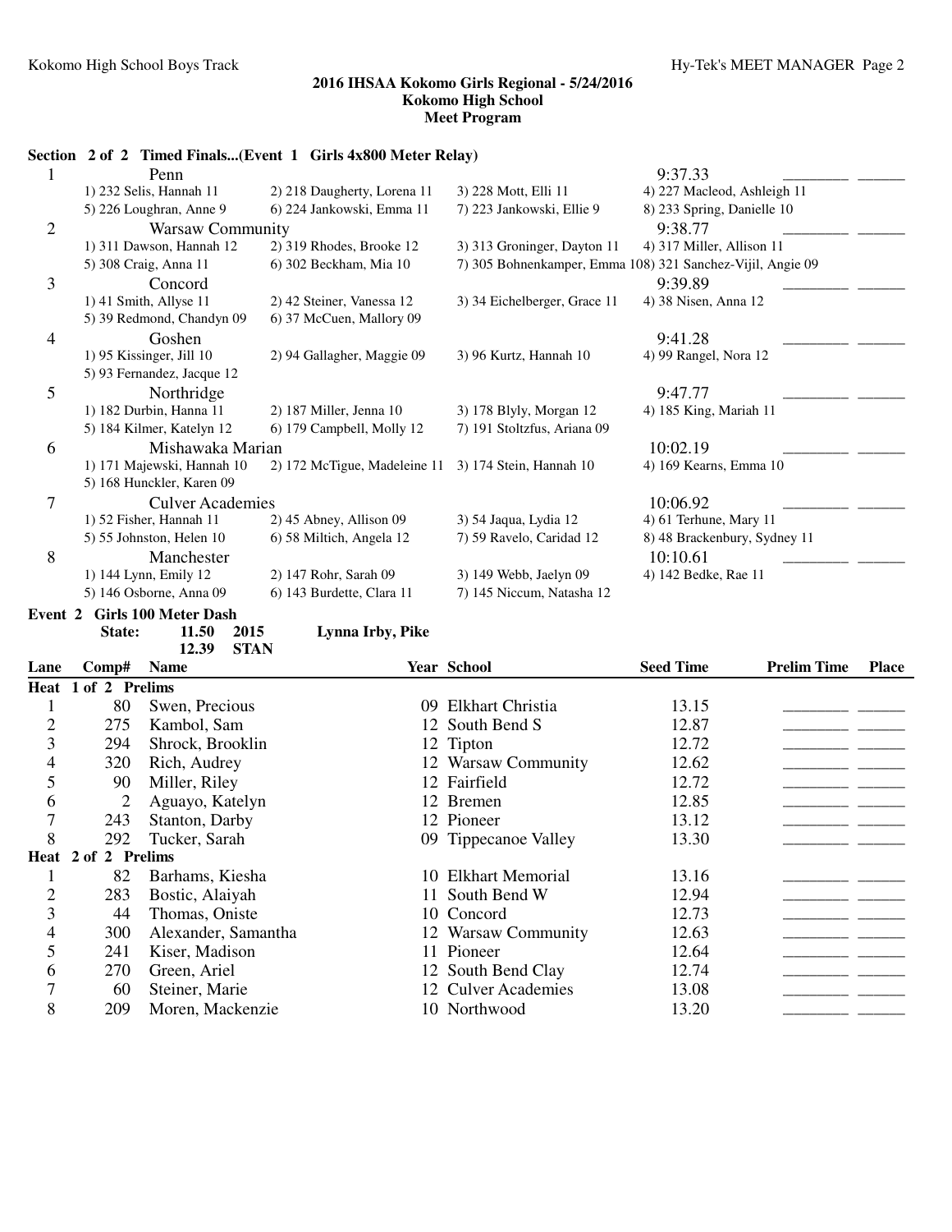## 2016 IHSAA Kokomo Girls Regional - 5/24/2016
## Kokomo High School
## Meet Program

### Section 2 of 2 Timed Finals...(Event 1 Girls 4x800 Meter Relay)

| | Team | | | | Seed Time | | |
|---|---|---|---|---|---|---|---|
| 1 | Penn | | | | 9:37.33 | ________ | ______ |
| | 1) 232 Selis, Hannah 11 | 2) 218 Daugherty, Lorena 11 | 3) 228 Mott, Elli 11 | 4) 227 Macleod, Ashleigh 11 | | | |
| | 5) 226 Loughran, Anne 9 | 6) 224 Jankowski, Emma 11 | 7) 223 Jankowski, Ellie 9 | 8) 233 Spring, Danielle 10 | | | |
| 2 | Warsaw Community | | | | 9:38.77 | ________ | ______ |
| | 1) 311 Dawson, Hannah 12 | 2) 319 Rhodes, Brooke 12 | 3) 313 Groninger, Dayton 11 | 4) 317 Miller, Allison 11 | | | |
| | 5) 308 Craig, Anna 11 | 6) 302 Beckham, Mia 10 | 7) 305 Bohnenkamper, Emma 10 | 8) 321 Sanchez-Vijil, Angie 09 | | | |
| 3 | Concord | | | | 9:39.89 | ________ | ______ |
| | 1) 41 Smith, Allyse 11 | 2) 42 Steiner, Vanessa 12 | 3) 34 Eichelberger, Grace 11 | 4) 38 Nisen, Anna 12 | | | |
| | 5) 39 Redmond, Chandyn 09 | 6) 37 McCuen, Mallory 09 | | | | | |
| 4 | Goshen | | | | 9:41.28 | ________ | ______ |
| | 1) 95 Kissinger, Jill 10 | 2) 94 Gallagher, Maggie 09 | 3) 96 Kurtz, Hannah 10 | 4) 99 Rangel, Nora 12 | | | |
| | 5) 93 Fernandez, Jacque 12 | | | | | | |
| 5 | Northridge | | | | 9:47.77 | ________ | ______ |
| | 1) 182 Durbin, Hanna 11 | 2) 187 Miller, Jenna 10 | 3) 178 Blyly, Morgan 12 | 4) 185 King, Mariah 11 | | | |
| | 5) 184 Kilmer, Katelyn 12 | 6) 179 Campbell, Molly 12 | 7) 191 Stoltzfus, Ariana 09 | | | | |
| 6 | Mishawaka Marian | | | | 10:02.19 | ________ | ______ |
| | 1) 171 Majewski, Hannah 10 | 2) 172 McTigue, Madeleine 11 | 3) 174 Stein, Hannah 10 | 4) 169 Kearns, Emma 10 | | | |
| | 5) 168 Hunckler, Karen 09 | | | | | | |
| 7 | Culver Academies | | | | 10:06.92 | ________ | ______ |
| | 1) 52 Fisher, Hannah 11 | 2) 45 Abney, Allison 09 | 3) 54 Jaqua, Lydia 12 | 4) 61 Terhune, Mary 11 | | | |
| | 5) 55 Johnston, Helen 10 | 6) 58 Miltich, Angela 12 | 7) 59 Ravelo, Caridad 12 | 8) 48 Brackenbury, Sydney 11 | | | |
| 8 | Manchester | | | | 10:10.61 | ________ | ______ |
| | 1) 144 Lynn, Emily 12 | 2) 147 Rohr, Sarah 09 | 3) 149 Webb, Jaelyn 09 | 4) 142 Bedke, Rae 11 | | | |
| | 5) 146 Osborne, Anna 09 | 6) 143 Burdette, Clara 11 | 7) 145 Niccum, Natasha 12 | | | | |

### Event 2 Girls 100 Meter Dash

**State:** 11.50 2015 Lynna Irby, Pike
12.39 STAN

| Lane | Comp# | Name | Year | School | Seed Time | Prelim Time | Place |
|---|---|---|---|---|---|---|---|
| **Heat 1 of 2 Prelims** | | | | | | | |
| 1 | 80 | Swen, Precious | 09 | Elkhart Christia | 13.15 | ________ | ______ |
| 2 | 275 | Kambol, Sam | 12 | South Bend S | 12.87 | ________ | ______ |
| 3 | 294 | Shrock, Brooklin | 12 | Tipton | 12.72 | ________ | ______ |
| 4 | 320 | Rich, Audrey | 12 | Warsaw Community | 12.62 | ________ | ______ |
| 5 | 90 | Miller, Riley | 12 | Fairfield | 12.72 | ________ | ______ |
| 6 | 2 | Aguayo, Katelyn | 12 | Bremen | 12.85 | ________ | ______ |
| 7 | 243 | Stanton, Darby | 12 | Pioneer | 13.12 | ________ | ______ |
| 8 | 292 | Tucker, Sarah | 09 | Tippecanoe Valley | 13.30 | ________ | ______ |
| **Heat 2 of 2 Prelims** | | | | | | | |
| 1 | 82 | Barhams, Kiesha | 10 | Elkhart Memorial | 13.16 | ________ | ______ |
| 2 | 283 | Bostic, Alaiyah | 11 | South Bend W | 12.94 | ________ | ______ |
| 3 | 44 | Thomas, Oniste | 10 | Concord | 12.73 | ________ | ______ |
| 4 | 300 | Alexander, Samantha | 12 | Warsaw Community | 12.63 | ________ | ______ |
| 5 | 241 | Kiser, Madison | 11 | Pioneer | 12.64 | ________ | ______ |
| 6 | 270 | Green, Ariel | 12 | South Bend Clay | 12.74 | ________ | ______ |
| 7 | 60 | Steiner, Marie | 12 | Culver Academies | 13.08 | ________ | ______ |
| 8 | 209 | Moren, Mackenzie | 10 | Northwood | 13.20 | ________ | ______ |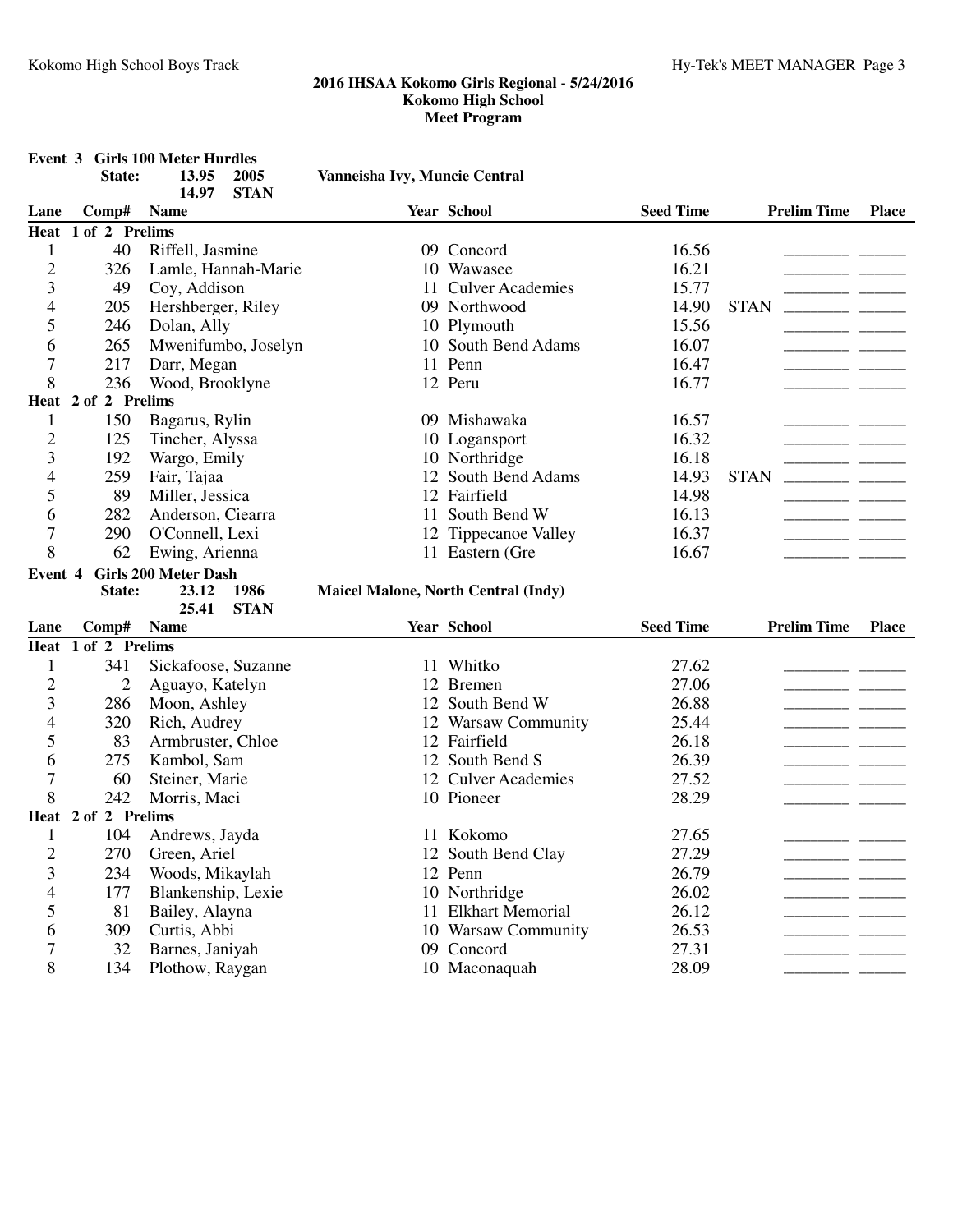## 2016 IHSAA Kokomo Girls Regional - 5/24/2016
## Kokomo High School
## Meet Program

### Event 3 Girls 100 Meter Hurdles

**State:** 13.95 2005 Vanneisha Ivy, Muncie Central
14.97 STAN

| Lane | Comp# | Name | Year | School | Seed Time | | Prelim Time | Place |
|---|---|---|---|---|---|---|---|---|
| **Heat 1 of 2 Prelims** | | | | | | | | |
| 1 | 40 | Riffell, Jasmine | 09 | Concord | 16.56 | | ________ | ______ |
| 2 | 326 | Lamle, Hannah-Marie | 10 | Wawasee | 16.21 | | ________ | ______ |
| 3 | 49 | Coy, Addison | 11 | Culver Academies | 15.77 | | ________ | ______ |
| 4 | 205 | Hershberger, Riley | 09 | Northwood | 14.90 | STAN | ________ | ______ |
| 5 | 246 | Dolan, Ally | 10 | Plymouth | 15.56 | | ________ | ______ |
| 6 | 265 | Mwenifumbo, Joselyn | 10 | South Bend Adams | 16.07 | | ________ | ______ |
| 7 | 217 | Darr, Megan | 11 | Penn | 16.47 | | ________ | ______ |
| 8 | 236 | Wood, Brooklyne | 12 | Peru | 16.77 | | ________ | ______ |
| **Heat 2 of 2 Prelims** | | | | | | | | |
| 1 | 150 | Bagarus, Rylin | 09 | Mishawaka | 16.57 | | ________ | ______ |
| 2 | 125 | Tincher, Alyssa | 10 | Logansport | 16.32 | | ________ | ______ |
| 3 | 192 | Wargo, Emily | 10 | Northridge | 16.18 | | ________ | ______ |
| 4 | 259 | Fair, Tajaa | 12 | South Bend Adams | 14.93 | STAN | ________ | ______ |
| 5 | 89 | Miller, Jessica | 12 | Fairfield | 14.98 | | ________ | ______ |
| 6 | 282 | Anderson, Ciearra | 11 | South Bend W | 16.13 | | ________ | ______ |
| 7 | 290 | O'Connell, Lexi | 12 | Tippecanoe Valley | 16.37 | | ________ | ______ |
| 8 | 62 | Ewing, Arienna | 11 | Eastern (Gre | 16.67 | | ________ | ______ |

### Event 4 Girls 200 Meter Dash

**State:** 23.12 1986 Maicel Malone, North Central (Indy)
25.41 STAN

| Lane | Comp# | Name | Year | School | Seed Time | Prelim Time | Place |
|---|---|---|---|---|---|---|---|
| **Heat 1 of 2 Prelims** | | | | | | | |
| 1 | 341 | Sickafoose, Suzanne | 11 | Whitko | 27.62 | ________ | ______ |
| 2 | 2 | Aguayo, Katelyn | 12 | Bremen | 27.06 | ________ | ______ |
| 3 | 286 | Moon, Ashley | 12 | South Bend W | 26.88 | ________ | ______ |
| 4 | 320 | Rich, Audrey | 12 | Warsaw Community | 25.44 | ________ | ______ |
| 5 | 83 | Armbruster, Chloe | 12 | Fairfield | 26.18 | ________ | ______ |
| 6 | 275 | Kambol, Sam | 12 | South Bend S | 26.39 | ________ | ______ |
| 7 | 60 | Steiner, Marie | 12 | Culver Academies | 27.52 | ________ | ______ |
| 8 | 242 | Morris, Maci | 10 | Pioneer | 28.29 | ________ | ______ |
| **Heat 2 of 2 Prelims** | | | | | | | |
| 1 | 104 | Andrews, Jayda | 11 | Kokomo | 27.65 | ________ | ______ |
| 2 | 270 | Green, Ariel | 12 | South Bend Clay | 27.29 | ________ | ______ |
| 3 | 234 | Woods, Mikaylah | 12 | Penn | 26.79 | ________ | ______ |
| 4 | 177 | Blankenship, Lexie | 10 | Northridge | 26.02 | ________ | ______ |
| 5 | 81 | Bailey, Alayna | 11 | Elkhart Memorial | 26.12 | ________ | ______ |
| 6 | 309 | Curtis, Abbi | 10 | Warsaw Community | 26.53 | ________ | ______ |
| 7 | 32 | Barnes, Janiyah | 09 | Concord | 27.31 | ________ | ______ |
| 8 | 134 | Plothow, Raygan | 10 | Maconaquah | 28.09 | ________ | ______ |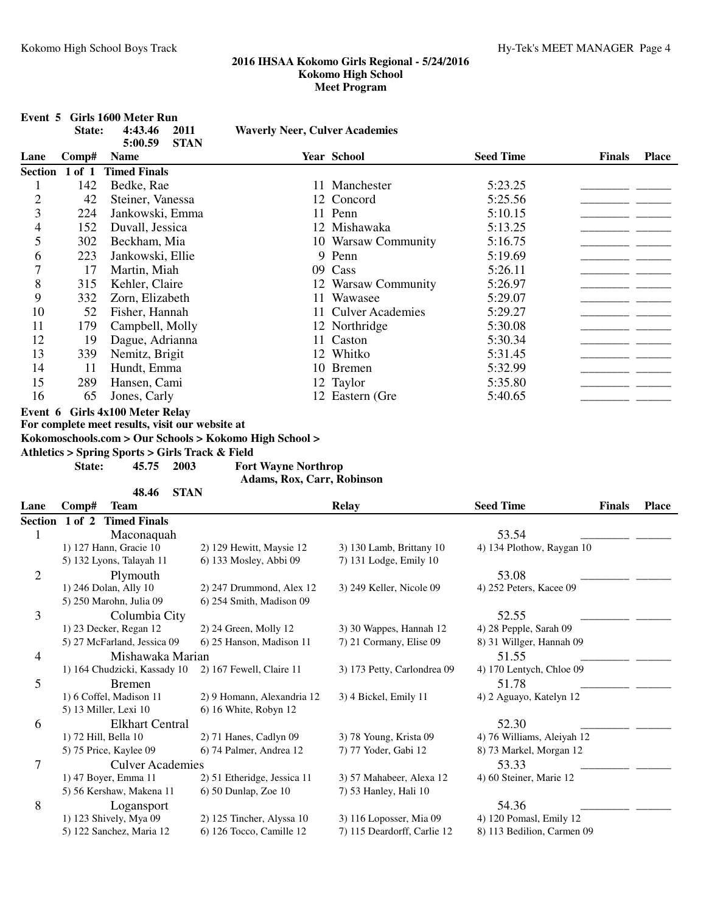## 2016 IHSAA Kokomo Girls Regional - 5/24/2016
## Kokomo High School
## Meet Program

### Event 5 Girls 1600 Meter Run

State: 4:43.46 2011 Waverly Neer, Culver Academies
5:00.59 STAN

| Lane | Comp# | Name | Year | School | Seed Time | Finals | Place |
|---|---|---|---|---|---|---|---|
| **Section 1 of 1 Timed Finals** | | | | | | | |
| 1 | 142 | Bedke, Rae | 11 | Manchester | 5:23.25 | ________ | ______ |
| 2 | 42 | Steiner, Vanessa | 12 | Concord | 5:25.56 | ________ | ______ |
| 3 | 224 | Jankowski, Emma | 11 | Penn | 5:10.15 | ________ | ______ |
| 4 | 152 | Duvall, Jessica | 12 | Mishawaka | 5:13.25 | ________ | ______ |
| 5 | 302 | Beckham, Mia | 10 | Warsaw Community | 5:16.75 | ________ | ______ |
| 6 | 223 | Jankowski, Ellie | 9 | Penn | 5:19.69 | ________ | ______ |
| 7 | 17 | Martin, Miah | 09 | Cass | 5:26.11 | ________ | ______ |
| 8 | 315 | Kehler, Claire | 12 | Warsaw Community | 5:26.97 | ________ | ______ |
| 9 | 332 | Zorn, Elizabeth | 11 | Wawasee | 5:29.07 | ________ | ______ |
| 10 | 52 | Fisher, Hannah | 11 | Culver Academies | 5:29.27 | ________ | ______ |
| 11 | 179 | Campbell, Molly | 12 | Northridge | 5:30.08 | ________ | ______ |
| 12 | 19 | Dague, Adrianna | 11 | Caston | 5:30.34 | ________ | ______ |
| 13 | 339 | Nemitz, Brigit | 12 | Whitko | 5:31.45 | ________ | ______ |
| 14 | 11 | Hundt, Emma | 10 | Bremen | 5:32.99 | ________ | ______ |
| 15 | 289 | Hansen, Cami | 12 | Taylor | 5:35.80 | ________ | ______ |
| 16 | 65 | Jones, Carly | 12 | Eastern (Gre | 5:40.65 | ________ | ______ |

### Event 6 Girls 4x100 Meter Relay

**For complete meet results, visit our website at**
**Kokomoschools.com > Our Schools > Kokomo High School >**
**Athletics > Spring Sports > Girls Track & Field**

State: 45.75 2003 Fort Wayne Northrop
Adams, Rox, Carr, Robinson
48.46 STAN

| Lane | Comp# Team | | Relay | Seed Time | Finals | Place |
|---|---|---|---|---|---|---|
| **Section 1 of 2 Timed Finals** | | | | | | |
| 1 | Maconaquah | | | 53.54 | ________ | ______ |
| | 1) 127 Hann, Gracie 10 | 2) 129 Hewitt, Maysie 12 | 3) 130 Lamb, Brittany 10 | 4) 134 Plothow, Raygan 10 | | |
| | 5) 132 Lyons, Talayah 11 | 6) 133 Mosley, Abbi 09 | 7) 131 Lodge, Emily 10 | | | |
| 2 | Plymouth | | | 53.08 | ________ | ______ |
| | 1) 246 Dolan, Ally 10 | 2) 247 Drummond, Alex 12 | 3) 249 Keller, Nicole 09 | 4) 252 Peters, Kacee 09 | | |
| | 5) 250 Marohn, Julia 09 | 6) 254 Smith, Madison 09 | | | | |
| 3 | Columbia City | | | 52.55 | ________ | ______ |
| | 1) 23 Decker, Regan 12 | 2) 24 Green, Molly 12 | 3) 30 Wappes, Hannah 12 | 4) 28 Pepple, Sarah 09 | | |
| | 5) 27 McFarland, Jessica 09 | 6) 25 Hanson, Madison 11 | 7) 21 Cormany, Elise 09 | 8) 31 Willger, Hannah 09 | | |
| 4 | Mishawaka Marian | | | 51.55 | ________ | ______ |
| | 1) 164 Chudzicki, Kassady 10 | 2) 167 Fewell, Claire 11 | 3) 173 Petty, Carlondrea 09 | 4) 170 Lentych, Chloe 09 | | |
| 5 | Bremen | | | 51.78 | ________ | ______ |
| | 1) 6 Coffel, Madison 11 | 2) 9 Homann, Alexandria 12 | 3) 4 Bickel, Emily 11 | 4) 2 Aguayo, Katelyn 12 | | |
| | 5) 13 Miller, Lexi 10 | 6) 16 White, Robyn 12 | | | | |
| 6 | Elkhart Central | | | 52.30 | ________ | ______ |
| | 1) 72 Hill, Bella 10 | 2) 71 Hanes, Cadlyn 09 | 3) 78 Young, Krista 09 | 4) 76 Williams, Aleiyah 12 | | |
| | 5) 75 Price, Kaylee 09 | 6) 74 Palmer, Andrea 12 | 7) 77 Yoder, Gabi 12 | 8) 73 Markel, Morgan 12 | | |
| 7 | Culver Academies | | | 53.33 | ________ | ______ |
| | 1) 47 Boyer, Emma 11 | 2) 51 Etheridge, Jessica 11 | 3) 57 Mahabeer, Alexa 12 | 4) 60 Steiner, Marie 12 | | |
| | 5) 56 Kershaw, Makena 11 | 6) 50 Dunlap, Zoe 10 | 7) 53 Hanley, Hali 10 | | | |
| 8 | Logansport | | | 54.36 | ________ | ______ |
| | 1) 123 Shively, Mya 09 | 2) 125 Tincher, Alyssa 10 | 3) 116 Loposser, Mia 09 | 4) 120 Pomasl, Emily 12 | | |
| | 5) 122 Sanchez, Maria 12 | 6) 126 Tocco, Camille 12 | 7) 115 Deardorff, Carlie 12 | 8) 113 Bedilion, Carmen 09 | | |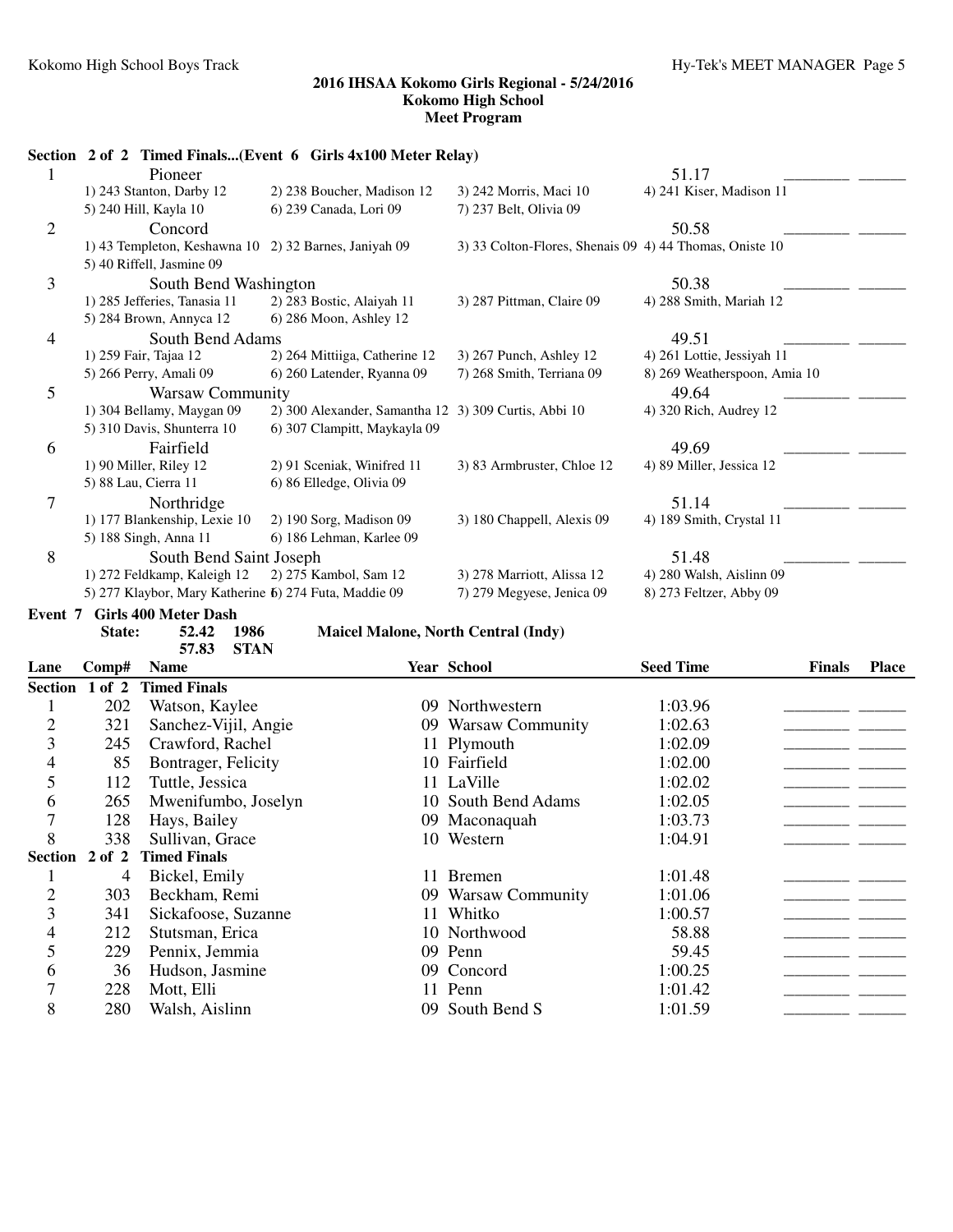**2016 IHSAA Kokomo Girls Regional - 5/24/2016**
**Kokomo High School**
**Meet Program**

### Section 2 of 2 Timed Finals...(Event 6 Girls 4x100 Meter Relay)

| Lane | Team | | | | Seed Time | Finals | Place |
|---|---|---|---|---|---|---|---|
| 1 | Pioneer | | | | 51.17 | ________ | ______ |
| | 1) 243 Stanton, Darby 12 | 2) 238 Boucher, Madison 12 | 3) 242 Morris, Maci 10 | 4) 241 Kiser, Madison 11 | | | |
| | 5) 240 Hill, Kayla 10 | 6) 239 Canada, Lori 09 | 7) 237 Belt, Olivia 09 | | | | |
| 2 | Concord | | | | 50.58 | ________ | ______ |
| | 1) 43 Templeton, Keshawna 10 | 2) 32 Barnes, Janiyah 09 | 3) 33 Colton-Flores, Shenais 09 | 4) 44 Thomas, Oniste 10 | | | |
| | 5) 40 Riffell, Jasmine 09 | | | | | | |
| 3 | South Bend Washington | | | | 50.38 | ________ | ______ |
| | 1) 285 Jefferies, Tanasia 11 | 2) 283 Bostic, Alaiyah 11 | 3) 287 Pittman, Claire 09 | 4) 288 Smith, Mariah 12 | | | |
| | 5) 284 Brown, Annyca 12 | 6) 286 Moon, Ashley 12 | | | | | |
| 4 | South Bend Adams | | | | 49.51 | ________ | ______ |
| | 1) 259 Fair, Tajaa 12 | 2) 264 Mittiiga, Catherine 12 | 3) 267 Punch, Ashley 12 | 4) 261 Lottie, Jessiyah 11 | | | |
| | 5) 266 Perry, Amali 09 | 6) 260 Latender, Ryanna 09 | 7) 268 Smith, Terriana 09 | 8) 269 Weatherspoon, Amia 10 | | | |
| 5 | Warsaw Community | | | | 49.64 | ________ | ______ |
| | 1) 304 Bellamy, Maygan 09 | 2) 300 Alexander, Samantha 12 | 3) 309 Curtis, Abbi 10 | 4) 320 Rich, Audrey 12 | | | |
| | 5) 310 Davis, Shunterra 10 | 6) 307 Clampitt, Maykayla 09 | | | | | |
| 6 | Fairfield | | | | 49.69 | ________ | ______ |
| | 1) 90 Miller, Riley 12 | 2) 91 Sceniak, Winifred 11 | 3) 83 Armbruster, Chloe 12 | 4) 89 Miller, Jessica 12 | | | |
| | 5) 88 Lau, Cierra 11 | 6) 86 Elledge, Olivia 09 | | | | | |
| 7 | Northridge | | | | 51.14 | ________ | ______ |
| | 1) 177 Blankenship, Lexie 10 | 2) 190 Sorg, Madison 09 | 3) 180 Chappell, Alexis 09 | 4) 189 Smith, Crystal 11 | | | |
| | 5) 188 Singh, Anna 11 | 6) 186 Lehman, Karlee 09 | | | | | |
| 8 | South Bend Saint Joseph | | | | 51.48 | ________ | ______ |
| | 1) 272 Feldkamp, Kaleigh 12 | 2) 275 Kambol, Sam 12 | 3) 278 Marriott, Alissa 12 | 4) 280 Walsh, Aislinn 09 | | | |
| | 5) 277 Klaybor, Mary Katherine 1 | 6) 274 Futa, Maddie 09 | 7) 279 Megyese, Jenica 09 | 8) 273 Feltzer, Abby 09 | | | |

### Event 7 Girls 400 Meter Dash

**State:** 52.42 1986 **Maicel Malone, North Central (Indy)**
57.83 **STAN**

| Lane | Comp# | Name | Year | School | Seed Time | Finals | Place |
|---|---|---|---|---|---|---|---|
| **Section 1 of 2** | | **Timed Finals** | | | | | |
| 1 | 202 | Watson, Kaylee | 09 | Northwestern | 1:03.96 | ________ | ______ |
| 2 | 321 | Sanchez-Vijil, Angie | 09 | Warsaw Community | 1:02.63 | ________ | ______ |
| 3 | 245 | Crawford, Rachel | 11 | Plymouth | 1:02.09 | ________ | ______ |
| 4 | 85 | Bontrager, Felicity | 10 | Fairfield | 1:02.00 | ________ | ______ |
| 5 | 112 | Tuttle, Jessica | 11 | LaVille | 1:02.02 | ________ | ______ |
| 6 | 265 | Mwenifumbo, Joselyn | 10 | South Bend Adams | 1:02.05 | ________ | ______ |
| 7 | 128 | Hays, Bailey | 09 | Maconaquah | 1:03.73 | ________ | ______ |
| 8 | 338 | Sullivan, Grace | 10 | Western | 1:04.91 | ________ | ______ |
| **Section 2 of 2** | | **Timed Finals** | | | | | |
| 1 | 4 | Bickel, Emily | 11 | Bremen | 1:01.48 | ________ | ______ |
| 2 | 303 | Beckham, Remi | 09 | Warsaw Community | 1:01.06 | ________ | ______ |
| 3 | 341 | Sickafoose, Suzanne | 11 | Whitko | 1:00.57 | ________ | ______ |
| 4 | 212 | Stutsman, Erica | 10 | Northwood | 58.88 | ________ | ______ |
| 5 | 229 | Pennix, Jemmia | 09 | Penn | 59.45 | ________ | ______ |
| 6 | 36 | Hudson, Jasmine | 09 | Concord | 1:00.25 | ________ | ______ |
| 7 | 228 | Mott, Elli | 11 | Penn | 1:01.42 | ________ | ______ |
| 8 | 280 | Walsh, Aislinn | 09 | South Bend S | 1:01.59 | ________ | ______ |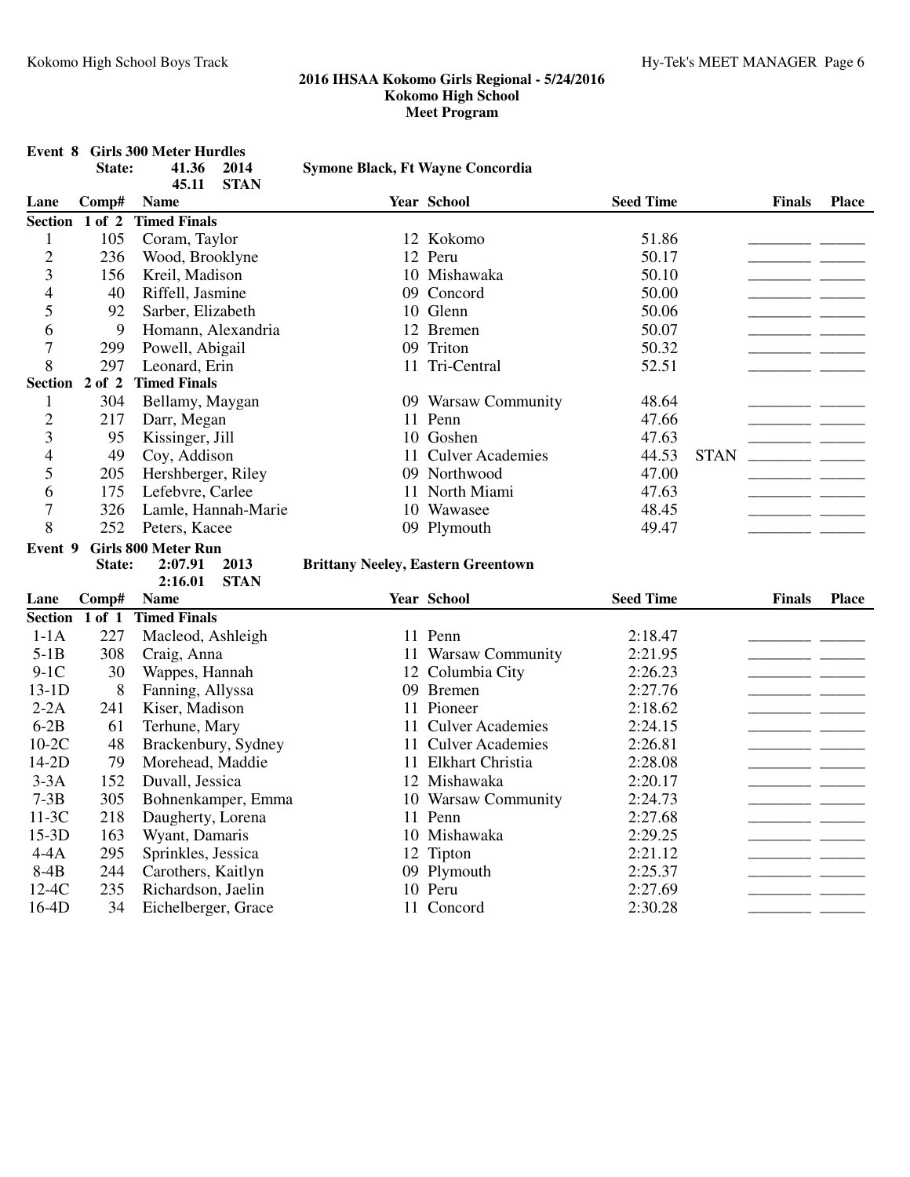## 2016 IHSAA Kokomo Girls Regional - 5/24/2016
### Kokomo High School
### Meet Program

**Event 8 Girls 300 Meter Hurdles**

State: 41.36 2014 Symone Black, Ft Wayne Concordia
45.11 STAN

| Lane | Comp# | Name | Year | School | Seed Time | | Finals | Place |
|---|---|---|---|---|---|---|---|---|
| **Section 1 of 2 Timed Finals** | | | | | | | | |
| 1 | 105 | Coram, Taylor | 12 | Kokomo | 51.86 | | ________ | ______ |
| 2 | 236 | Wood, Brooklyne | 12 | Peru | 50.17 | | ________ | ______ |
| 3 | 156 | Kreil, Madison | 10 | Mishawaka | 50.10 | | ________ | ______ |
| 4 | 40 | Riffell, Jasmine | 09 | Concord | 50.00 | | ________ | ______ |
| 5 | 92 | Sarber, Elizabeth | 10 | Glenn | 50.06 | | ________ | ______ |
| 6 | 9 | Homann, Alexandria | 12 | Bremen | 50.07 | | ________ | ______ |
| 7 | 299 | Powell, Abigail | 09 | Triton | 50.32 | | ________ | ______ |
| 8 | 297 | Leonard, Erin | 11 | Tri-Central | 52.51 | | ________ | ______ |
| **Section 2 of 2 Timed Finals** | | | | | | | | |
| 1 | 304 | Bellamy, Maygan | 09 | Warsaw Community | 48.64 | | ________ | ______ |
| 2 | 217 | Darr, Megan | 11 | Penn | 47.66 | | ________ | ______ |
| 3 | 95 | Kissinger, Jill | 10 | Goshen | 47.63 | | ________ | ______ |
| 4 | 49 | Coy, Addison | 11 | Culver Academies | 44.53 | STAN | ________ | ______ |
| 5 | 205 | Hershberger, Riley | 09 | Northwood | 47.00 | | ________ | ______ |
| 6 | 175 | Lefebvre, Carlee | 11 | North Miami | 47.63 | | ________ | ______ |
| 7 | 326 | Lamle, Hannah-Marie | 10 | Wawasee | 48.45 | | ________ | ______ |
| 8 | 252 | Peters, Kacee | 09 | Plymouth | 49.47 | | ________ | ______ |

**Event 9 Girls 800 Meter Run**

State: 2:07.91 2013 Brittany Neeley, Eastern Greentown
2:16.01 STAN

| Lane | Comp# | Name | Year | School | Seed Time | Finals | Place |
|---|---|---|---|---|---|---|---|
| **Section 1 of 1 Timed Finals** | | | | | | | |
| 1-1A | 227 | Macleod, Ashleigh | 11 | Penn | 2:18.47 | ________ | ______ |
| 5-1B | 308 | Craig, Anna | 11 | Warsaw Community | 2:21.95 | ________ | ______ |
| 9-1C | 30 | Wappes, Hannah | 12 | Columbia City | 2:26.23 | ________ | ______ |
| 13-1D | 8 | Fanning, Allyssa | 09 | Bremen | 2:27.76 | ________ | ______ |
| 2-2A | 241 | Kiser, Madison | 11 | Pioneer | 2:18.62 | ________ | ______ |
| 6-2B | 61 | Terhune, Mary | 11 | Culver Academies | 2:24.15 | ________ | ______ |
| 10-2C | 48 | Brackenbury, Sydney | 11 | Culver Academies | 2:26.81 | ________ | ______ |
| 14-2D | 79 | Morehead, Maddie | 11 | Elkhart Christia | 2:28.08 | ________ | ______ |
| 3-3A | 152 | Duvall, Jessica | 12 | Mishawaka | 2:20.17 | ________ | ______ |
| 7-3B | 305 | Bohnenkamper, Emma | 10 | Warsaw Community | 2:24.73 | ________ | ______ |
| 11-3C | 218 | Daugherty, Lorena | 11 | Penn | 2:27.68 | ________ | ______ |
| 15-3D | 163 | Wyant, Damaris | 10 | Mishawaka | 2:29.25 | ________ | ______ |
| 4-4A | 295 | Sprinkles, Jessica | 12 | Tipton | 2:21.12 | ________ | ______ |
| 8-4B | 244 | Carothers, Kaitlyn | 09 | Plymouth | 2:25.37 | ________ | ______ |
| 12-4C | 235 | Richardson, Jaelin | 10 | Peru | 2:27.69 | ________ | ______ |
| 16-4D | 34 | Eichelberger, Grace | 11 | Concord | 2:30.28 | ________ | ______ |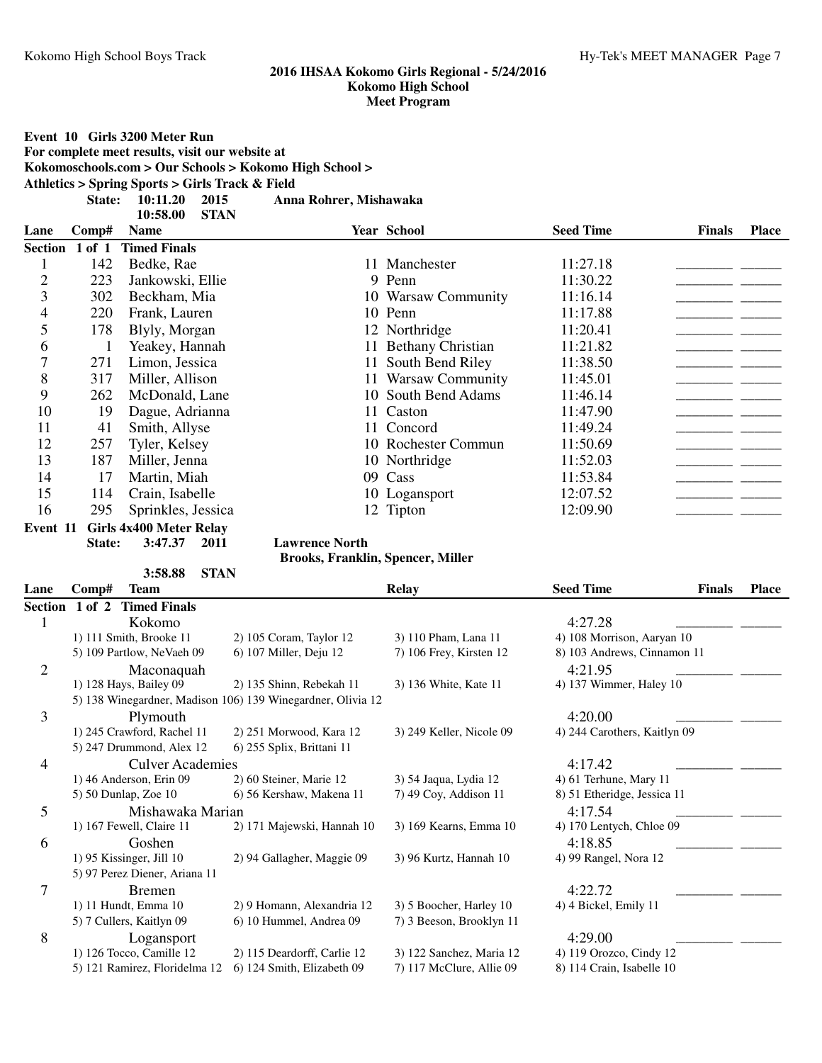## 2016 IHSAA Kokomo Girls Regional - 5/24/2016
## Kokomo High School
## Meet Program

**Event 10 Girls 3200 Meter Run**
**For complete meet results, visit our website at**
**Kokomoschools.com > Our Schools > Kokomo High School >**
**Athletics > Spring Sports > Girls Track & Field**

**State: 10:11.20 2015 Anna Rohrer, Mishawaka**
**10:58.00 STAN**

| Lane | Comp# | Name | Year | School | Seed Time | Finals | Place |
|---|---|---|---|---|---|---|---|
| **Section 1 of 1 Timed Finals** | | | | | | | |
| 1 | 142 | Bedke, Rae | 11 | Manchester | 11:27.18 | ________ | ______ |
| 2 | 223 | Jankowski, Ellie | 9 | Penn | 11:30.22 | ________ | ______ |
| 3 | 302 | Beckham, Mia | 10 | Warsaw Community | 11:16.14 | ________ | ______ |
| 4 | 220 | Frank, Lauren | 10 | Penn | 11:17.88 | ________ | ______ |
| 5 | 178 | Blyly, Morgan | 12 | Northridge | 11:20.41 | ________ | ______ |
| 6 | 1 | Yeakey, Hannah | 11 | Bethany Christian | 11:21.82 | ________ | ______ |
| 7 | 271 | Limon, Jessica | 11 | South Bend Riley | 11:38.50 | ________ | ______ |
| 8 | 317 | Miller, Allison | 11 | Warsaw Community | 11:45.01 | ________ | ______ |
| 9 | 262 | McDonald, Lane | 10 | South Bend Adams | 11:46.14 | ________ | ______ |
| 10 | 19 | Dague, Adrianna | 11 | Caston | 11:47.90 | ________ | ______ |
| 11 | 41 | Smith, Allyse | 11 | Concord | 11:49.24 | ________ | ______ |
| 12 | 257 | Tyler, Kelsey | 10 | Rochester Commun | 11:50.69 | ________ | ______ |
| 13 | 187 | Miller, Jenna | 10 | Northridge | 11:52.03 | ________ | ______ |
| 14 | 17 | Martin, Miah | 09 | Cass | 11:53.84 | ________ | ______ |
| 15 | 114 | Crain, Isabelle | 10 | Logansport | 12:07.52 | ________ | ______ |
| 16 | 295 | Sprinkles, Jessica | 12 | Tipton | 12:09.90 | ________ | ______ |

**Event 11 Girls 4x400 Meter Relay**

**State: 3:47.37 2011 Lawrence North**
**Brooks, Franklin, Spencer, Miller**
**3:58.88 STAN**

| Lane | Comp# | Team | Relay | Seed Time | Finals | Place |
|---|---|---|---|---|---|---|
| **Section 1 of 2 Timed Finals** | | | | | | |
| 1 | | Kokomo | | 4:27.28 | ________ | ______ |
| | | 1) 111 Smith, Brooke 11; 2) 105 Coram, Taylor 12; 3) 110 Pham, Lana 11; 4) 108 Morrison, Aaryan 10; 5) 109 Partlow, NeVaeh 09; 6) 107 Miller, Deju 12; 7) 106 Frey, Kirsten 12; 8) 103 Andrews, Cinnamon 11 | | | | |
| 2 | | Maconaquah | | 4:21.95 | ________ | ______ |
| | | 1) 128 Hays, Bailey 09; 2) 135 Shinn, Rebekah 11; 3) 136 White, Kate 11; 4) 137 Wimmer, Haley 10; 5) 138 Winegardner, Madison 10; 6) 139 Winegardner, Olivia 12 | | | | |
| 3 | | Plymouth | | 4:20.00 | ________ | ______ |
| | | 1) 245 Crawford, Rachel 11; 2) 251 Morwood, Kara 12; 3) 249 Keller, Nicole 09; 4) 244 Carothers, Kaitlyn 09; 5) 247 Drummond, Alex 12; 6) 255 Splix, Brittani 11 | | | | |
| 4 | | Culver Academies | | 4:17.42 | ________ | ______ |
| | | 1) 46 Anderson, Erin 09; 2) 60 Steiner, Marie 12; 3) 54 Jaqua, Lydia 12; 4) 61 Terhune, Mary 11; 5) 50 Dunlap, Zoe 10; 6) 56 Kershaw, Makena 11; 7) 49 Coy, Addison 11; 8) 51 Etheridge, Jessica 11 | | | | |
| 5 | | Mishawaka Marian | | 4:17.54 | ________ | ______ |
| | | 1) 167 Fewell, Claire 11; 2) 171 Majewski, Hannah 10; 3) 169 Kearns, Emma 10; 4) 170 Lentych, Chloe 09 | | | | |
| 6 | | Goshen | | 4:18.85 | ________ | ______ |
| | | 1) 95 Kissinger, Jill 10; 2) 94 Gallagher, Maggie 09; 3) 96 Kurtz, Hannah 10; 4) 99 Rangel, Nora 12; 5) 97 Perez Diener, Ariana 11 | | | | |
| 7 | | Bremen | | 4:22.72 | ________ | ______ |
| | | 1) 11 Hundt, Emma 10; 2) 9 Homann, Alexandria 12; 3) 5 Boocher, Harley 10; 4) 4 Bickel, Emily 11; 5) 7 Cullers, Kaitlyn 09; 6) 10 Hummel, Andrea 09; 7) 3 Beeson, Brooklyn 11 | | | | |
| 8 | | Logansport | | 4:29.00 | ________ | ______ |
| | | 1) 126 Tocco, Camille 12; 2) 115 Deardorff, Carlie 12; 3) 122 Sanchez, Maria 12; 4) 119 Orozco, Cindy 12; 5) 121 Ramirez, Floridelma 12; 6) 124 Smith, Elizabeth 09; 7) 117 McClure, Allie 09; 8) 114 Crain, Isabelle 10 | | | | |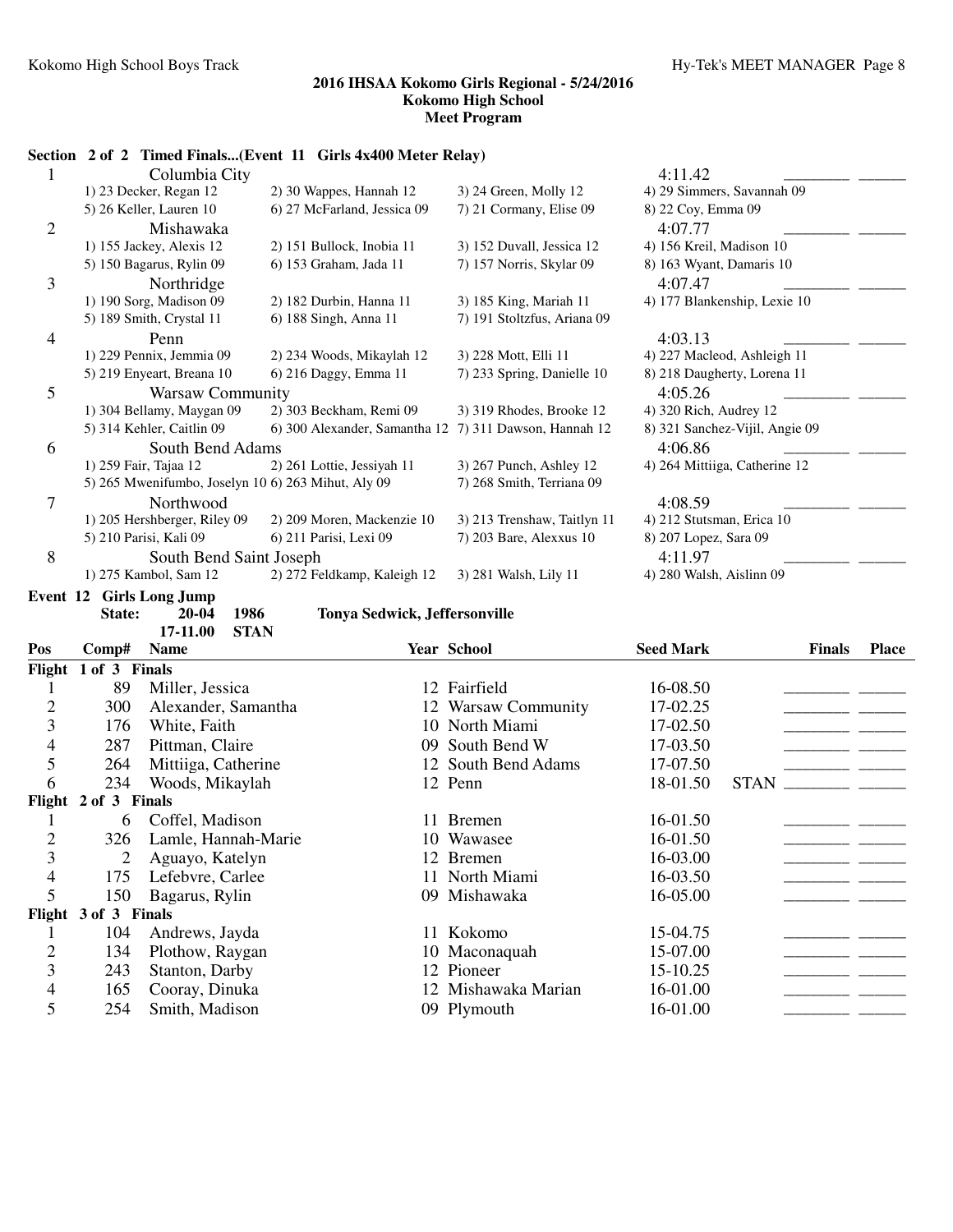## 2016 IHSAA Kokomo Girls Regional - 5/24/2016
### Kokomo High School
### Meet Program

**Section 2 of 2 Timed Finals...(Event 11 Girls 4x400 Meter Relay)**

| Lane | Team | | | | Seed | Finals | Place |
|---|---|---|---|---|---|---|---|
| 1 | Columbia City | | | | 4:11.42 | ________ | ______ |
| | 1) 23 Decker, Regan 12 | 2) 30 Wappes, Hannah 12 | 3) 24 Green, Molly 12 | 4) 29 Simmers, Savannah 09 | | | |
| | 5) 26 Keller, Lauren 10 | 6) 27 McFarland, Jessica 09 | 7) 21 Cormany, Elise 09 | 8) 22 Coy, Emma 09 | | | |
| 2 | Mishawaka | | | | 4:07.77 | ________ | ______ |
| | 1) 155 Jackey, Alexis 12 | 2) 151 Bullock, Inobia 11 | 3) 152 Duvall, Jessica 12 | 4) 156 Kreil, Madison 10 | | | |
| | 5) 150 Bagarus, Rylin 09 | 6) 153 Graham, Jada 11 | 7) 157 Norris, Skylar 09 | 8) 163 Wyant, Damaris 10 | | | |
| 3 | Northridge | | | | 4:07.47 | ________ | ______ |
| | 1) 190 Sorg, Madison 09 | 2) 182 Durbin, Hanna 11 | 3) 185 King, Mariah 11 | 4) 177 Blankenship, Lexie 10 | | | |
| | 5) 189 Smith, Crystal 11 | 6) 188 Singh, Anna 11 | 7) 191 Stoltzfus, Ariana 09 | | | | |
| 4 | Penn | | | | 4:03.13 | ________ | ______ |
| | 1) 229 Pennix, Jemmia 09 | 2) 234 Woods, Mikaylah 12 | 3) 228 Mott, Elli 11 | 4) 227 Macleod, Ashleigh 11 | | | |
| | 5) 219 Enyeart, Breana 10 | 6) 216 Daggy, Emma 11 | 7) 233 Spring, Danielle 10 | 8) 218 Daugherty, Lorena 11 | | | |
| 5 | Warsaw Community | | | | 4:05.26 | ________ | ______ |
| | 1) 304 Bellamy, Maygan 09 | 2) 303 Beckham, Remi 09 | 3) 319 Rhodes, Brooke 12 | 4) 320 Rich, Audrey 12 | | | |
| | 5) 314 Kehler, Caitlin 09 | 6) 300 Alexander, Samantha 12 | 7) 311 Dawson, Hannah 12 | 8) 321 Sanchez-Vijil, Angie 09 | | | |
| 6 | South Bend Adams | | | | 4:06.86 | ________ | ______ |
| | 1) 259 Fair, Tajaa 12 | 2) 261 Lottie, Jessiyah 11 | 3) 267 Punch, Ashley 12 | 4) 264 Mittiiga, Catherine 12 | | | |
| | 5) 265 Mwenifumbo, Joselyn 10 | 6) 263 Mihut, Aly 09 | 7) 268 Smith, Terriana 09 | | | | |
| 7 | Northwood | | | | 4:08.59 | ________ | ______ |
| | 1) 205 Hershberger, Riley 09 | 2) 209 Moren, Mackenzie 10 | 3) 213 Trenshaw, Taitlyn 11 | 4) 212 Stutsman, Erica 10 | | | |
| | 5) 210 Parisi, Kali 09 | 6) 211 Parisi, Lexi 09 | 7) 203 Bare, Alexxus 10 | 8) 207 Lopez, Sara 09 | | | |
| 8 | South Bend Saint Joseph | | | | 4:11.97 | ________ | ______ |
| | 1) 275 Kambol, Sam 12 | 2) 272 Feldkamp, Kaleigh 12 | 3) 281 Walsh, Lily 11 | 4) 280 Walsh, Aislinn 09 | | | |

**Event 12 Girls Long Jump**

State: 20-04 1986 Tonya Sedwick, Jeffersonville

17-11.00 STAN

| Pos | Comp# | Name | Year | School | Seed Mark | | Finals | Place |
|---|---|---|---|---|---|---|---|---|
| **Flight 1 of 3 Finals** | | | | | | | | |
| 1 | 89 | Miller, Jessica | 12 | Fairfield | 16-08.50 | | ________ | ______ |
| 2 | 300 | Alexander, Samantha | 12 | Warsaw Community | 17-02.25 | | ________ | ______ |
| 3 | 176 | White, Faith | 10 | North Miami | 17-02.50 | | ________ | ______ |
| 4 | 287 | Pittman, Claire | 09 | South Bend W | 17-03.50 | | ________ | ______ |
| 5 | 264 | Mittiiga, Catherine | 12 | South Bend Adams | 17-07.50 | | ________ | ______ |
| 6 | 234 | Woods, Mikaylah | 12 | Penn | 18-01.50 | STAN | ________ | ______ |
| **Flight 2 of 3 Finals** | | | | | | | | |
| 1 | 6 | Coffel, Madison | 11 | Bremen | 16-01.50 | | ________ | ______ |
| 2 | 326 | Lamle, Hannah-Marie | 10 | Wawasee | 16-01.50 | | ________ | ______ |
| 3 | 2 | Aguayo, Katelyn | 12 | Bremen | 16-03.00 | | ________ | ______ |
| 4 | 175 | Lefebvre, Carlee | 11 | North Miami | 16-03.50 | | ________ | ______ |
| 5 | 150 | Bagarus, Rylin | 09 | Mishawaka | 16-05.00 | | ________ | ______ |
| **Flight 3 of 3 Finals** | | | | | | | | |
| 1 | 104 | Andrews, Jayda | 11 | Kokomo | 15-04.75 | | ________ | ______ |
| 2 | 134 | Plothow, Raygan | 10 | Maconaquah | 15-07.00 | | ________ | ______ |
| 3 | 243 | Stanton, Darby | 12 | Pioneer | 15-10.25 | | ________ | ______ |
| 4 | 165 | Cooray, Dinuka | 12 | Mishawaka Marian | 16-01.00 | | ________ | ______ |
| 5 | 254 | Smith, Madison | 09 | Plymouth | 16-01.00 | | ________ | ______ |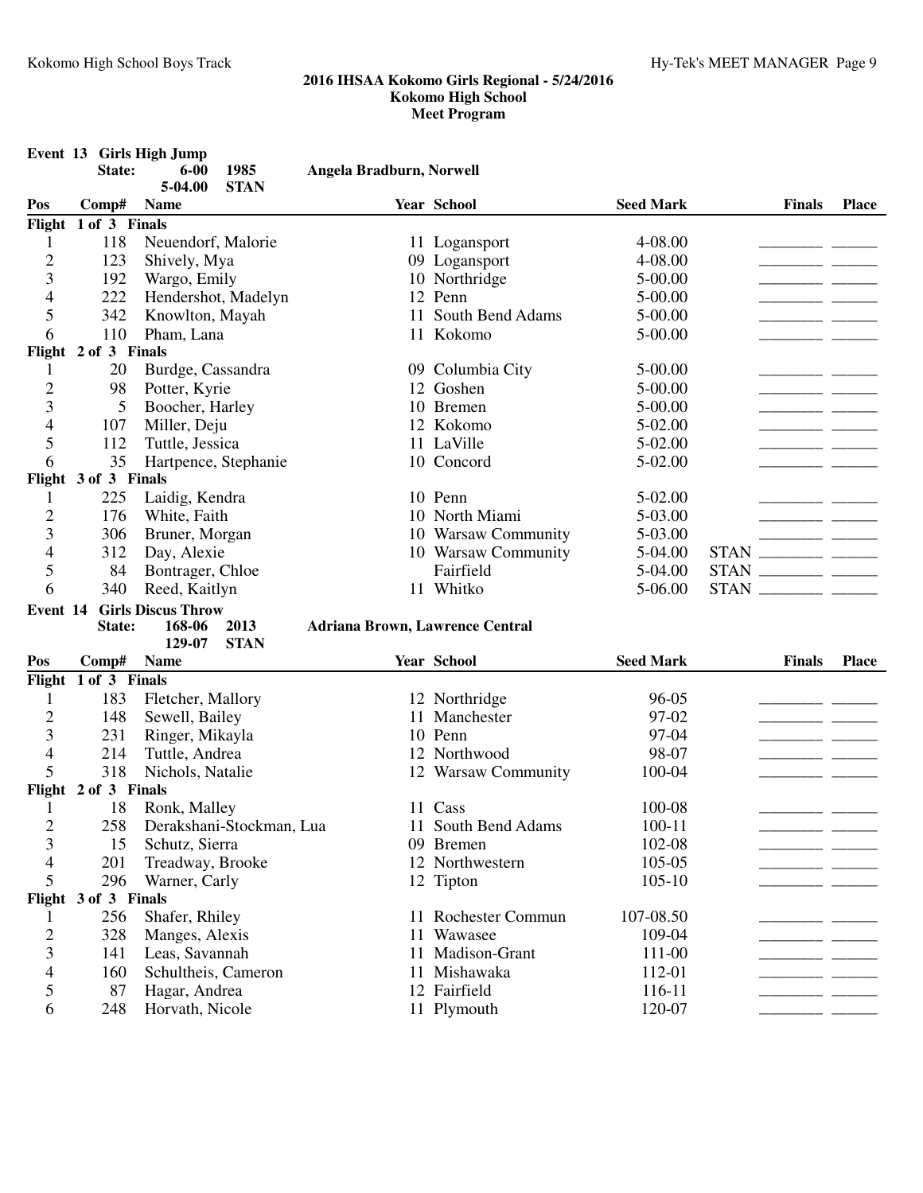## 2016 IHSAA Kokomo Girls Regional - 5/24/2016
## Kokomo High School
## Meet Program

### Event 13 Girls High Jump

State: 6-00 1985 Angela Bradburn, Norwell
5-04.00 STAN

| Pos | Comp# | Name | Year | School | Seed Mark | | Finals | Place |
|---|---|---|---|---|---|---|---|---|
| **Flight 1 of 3 Finals** | | | | | | | | |
| 1 | 118 | Neuendorf, Malorie | 11 | Logansport | 4-08.00 | | ________ | ______ |
| 2 | 123 | Shively, Mya | 09 | Logansport | 4-08.00 | | ________ | ______ |
| 3 | 192 | Wargo, Emily | 10 | Northridge | 5-00.00 | | ________ | ______ |
| 4 | 222 | Hendershot, Madelyn | 12 | Penn | 5-00.00 | | ________ | ______ |
| 5 | 342 | Knowlton, Mayah | 11 | South Bend Adams | 5-00.00 | | ________ | ______ |
| 6 | 110 | Pham, Lana | 11 | Kokomo | 5-00.00 | | ________ | ______ |
| **Flight 2 of 3 Finals** | | | | | | | | |
| 1 | 20 | Burdge, Cassandra | 09 | Columbia City | 5-00.00 | | ________ | ______ |
| 2 | 98 | Potter, Kyrie | 12 | Goshen | 5-00.00 | | ________ | ______ |
| 3 | 5 | Boocher, Harley | 10 | Bremen | 5-00.00 | | ________ | ______ |
| 4 | 107 | Miller, Deju | 12 | Kokomo | 5-02.00 | | ________ | ______ |
| 5 | 112 | Tuttle, Jessica | 11 | LaVille | 5-02.00 | | ________ | ______ |
| 6 | 35 | Hartpence, Stephanie | 10 | Concord | 5-02.00 | | ________ | ______ |
| **Flight 3 of 3 Finals** | | | | | | | | |
| 1 | 225 | Laidig, Kendra | 10 | Penn | 5-02.00 | | ________ | ______ |
| 2 | 176 | White, Faith | 10 | North Miami | 5-03.00 | | ________ | ______ |
| 3 | 306 | Bruner, Morgan | 10 | Warsaw Community | 5-03.00 | | ________ | ______ |
| 4 | 312 | Day, Alexie | 10 | Warsaw Community | 5-04.00 | STAN | ________ | ______ |
| 5 | 84 | Bontrager, Chloe | | Fairfield | 5-04.00 | STAN | ________ | ______ |
| 6 | 340 | Reed, Kaitlyn | 11 | Whitko | 5-06.00 | STAN | ________ | ______ |

### Event 14 Girls Discus Throw

State: 168-06 2013 Adriana Brown, Lawrence Central
129-07 STAN

| Pos | Comp# | Name | Year | School | Seed Mark | Finals | Place |
|---|---|---|---|---|---|---|---|
| **Flight 1 of 3 Finals** | | | | | | | |
| 1 | 183 | Fletcher, Mallory | 12 | Northridge | 96-05 | ________ | ______ |
| 2 | 148 | Sewell, Bailey | 11 | Manchester | 97-02 | ________ | ______ |
| 3 | 231 | Ringer, Mikayla | 10 | Penn | 97-04 | ________ | ______ |
| 4 | 214 | Tuttle, Andrea | 12 | Northwood | 98-07 | ________ | ______ |
| 5 | 318 | Nichols, Natalie | 12 | Warsaw Community | 100-04 | ________ | ______ |
| **Flight 2 of 3 Finals** | | | | | | | |
| 1 | 18 | Ronk, Malley | 11 | Cass | 100-08 | ________ | ______ |
| 2 | 258 | Derakshani-Stockman, Lua | 11 | South Bend Adams | 100-11 | ________ | ______ |
| 3 | 15 | Schutz, Sierra | 09 | Bremen | 102-08 | ________ | ______ |
| 4 | 201 | Treadway, Brooke | 12 | Northwestern | 105-05 | ________ | ______ |
| 5 | 296 | Warner, Carly | 12 | Tipton | 105-10 | ________ | ______ |
| **Flight 3 of 3 Finals** | | | | | | | |
| 1 | 256 | Shafer, Rhiley | 11 | Rochester Commun | 107-08.50 | ________ | ______ |
| 2 | 328 | Manges, Alexis | 11 | Wawasee | 109-04 | ________ | ______ |
| 3 | 141 | Leas, Savannah | 11 | Madison-Grant | 111-00 | ________ | ______ |
| 4 | 160 | Schultheis, Cameron | 11 | Mishawaka | 112-01 | ________ | ______ |
| 5 | 87 | Hagar, Andrea | 12 | Fairfield | 116-11 | ________ | ______ |
| 6 | 248 | Horvath, Nicole | 11 | Plymouth | 120-07 | ________ | ______ |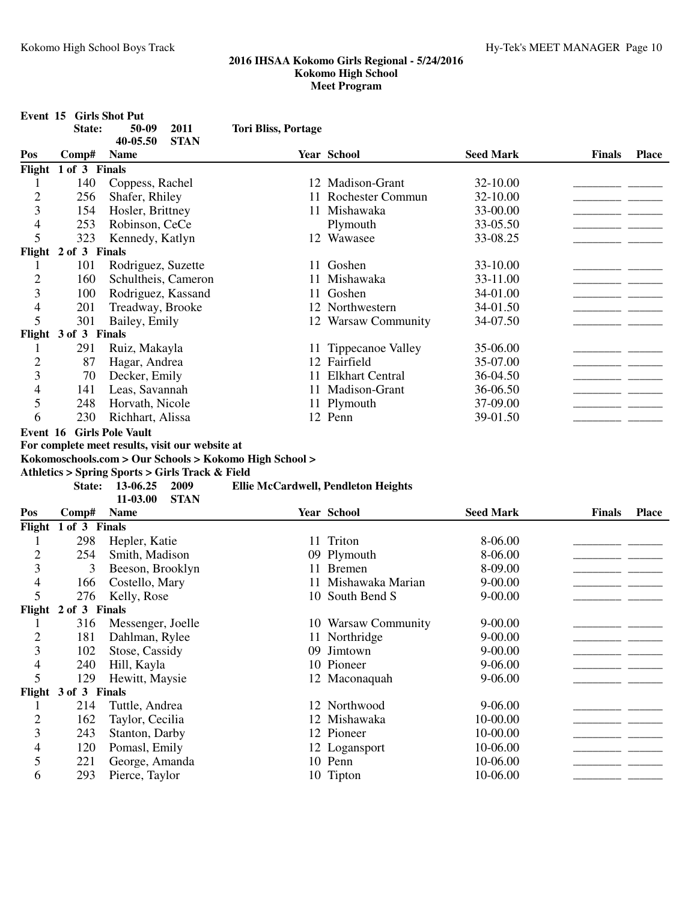## 2016 IHSAA Kokomo Girls Regional - 5/24/2016
### Kokomo High School
### Meet Program

**Event 15 Girls Shot Put**

**State: 50-09 2011 Tori Bliss, Portage**
**40-05.50 STAN**

| Pos | Comp# | Name | Year | School | Seed Mark | Finals | Place |
|---|---|---|---|---|---|---|---|
| **Flight 1 of 3 Finals** | | | | | | | |
| 1 | 140 | Coppess, Rachel | 12 | Madison-Grant | 32-10.00 | ________ | ______ |
| 2 | 256 | Shafer, Rhiley | 11 | Rochester Commun | 32-10.00 | ________ | ______ |
| 3 | 154 | Hosler, Brittney | 11 | Mishawaka | 33-00.00 | ________ | ______ |
| 4 | 253 | Robinson, CeCe | | Plymouth | 33-05.50 | ________ | ______ |
| 5 | 323 | Kennedy, Katlyn | 12 | Wawasee | 33-08.25 | ________ | ______ |
| **Flight 2 of 3 Finals** | | | | | | | |
| 1 | 101 | Rodriguez, Suzette | 11 | Goshen | 33-10.00 | ________ | ______ |
| 2 | 160 | Schultheis, Cameron | 11 | Mishawaka | 33-11.00 | ________ | ______ |
| 3 | 100 | Rodriguez, Kassand | 11 | Goshen | 34-01.00 | ________ | ______ |
| 4 | 201 | Treadway, Brooke | 12 | Northwestern | 34-01.50 | ________ | ______ |
| 5 | 301 | Bailey, Emily | 12 | Warsaw Community | 34-07.50 | ________ | ______ |
| **Flight 3 of 3 Finals** | | | | | | | |
| 1 | 291 | Ruiz, Makayla | 11 | Tippecanoe Valley | 35-06.00 | ________ | ______ |
| 2 | 87 | Hagar, Andrea | 12 | Fairfield | 35-07.00 | ________ | ______ |
| 3 | 70 | Decker, Emily | 11 | Elkhart Central | 36-04.50 | ________ | ______ |
| 4 | 141 | Leas, Savannah | 11 | Madison-Grant | 36-06.50 | ________ | ______ |
| 5 | 248 | Horvath, Nicole | 11 | Plymouth | 37-09.00 | ________ | ______ |
| 6 | 230 | Richhart, Alissa | 12 | Penn | 39-01.50 | ________ | ______ |

**Event 16 Girls Pole Vault**

**For complete meet results, visit our website at**
**Kokomoschools.com > Our Schools > Kokomo High School >**
**Athletics > Spring Sports > Girls Track & Field**

**State: 13-06.25 2009 Ellie McCardwell, Pendleton Heights**
**11-03.00 STAN**

| Pos | Comp# | Name | Year | School | Seed Mark | Finals | Place |
|---|---|---|---|---|---|---|---|
| **Flight 1 of 3 Finals** | | | | | | | |
| 1 | 298 | Hepler, Katie | 11 | Triton | 8-06.00 | ________ | ______ |
| 2 | 254 | Smith, Madison | 09 | Plymouth | 8-06.00 | ________ | ______ |
| 3 | 3 | Beeson, Brooklyn | 11 | Bremen | 8-09.00 | ________ | ______ |
| 4 | 166 | Costello, Mary | 11 | Mishawaka Marian | 9-00.00 | ________ | ______ |
| 5 | 276 | Kelly, Rose | 10 | South Bend S | 9-00.00 | ________ | ______ |
| **Flight 2 of 3 Finals** | | | | | | | |
| 1 | 316 | Messenger, Joelle | 10 | Warsaw Community | 9-00.00 | ________ | ______ |
| 2 | 181 | Dahlman, Rylee | 11 | Northridge | 9-00.00 | ________ | ______ |
| 3 | 102 | Stose, Cassidy | 09 | Jimtown | 9-00.00 | ________ | ______ |
| 4 | 240 | Hill, Kayla | 10 | Pioneer | 9-06.00 | ________ | ______ |
| 5 | 129 | Hewitt, Maysie | 12 | Maconaquah | 9-06.00 | ________ | ______ |
| **Flight 3 of 3 Finals** | | | | | | | |
| 1 | 214 | Tuttle, Andrea | 12 | Northwood | 9-06.00 | ________ | ______ |
| 2 | 162 | Taylor, Cecilia | 12 | Mishawaka | 10-00.00 | ________ | ______ |
| 3 | 243 | Stanton, Darby | 12 | Pioneer | 10-00.00 | ________ | ______ |
| 4 | 120 | Pomasl, Emily | 12 | Logansport | 10-06.00 | ________ | ______ |
| 5 | 221 | George, Amanda | 10 | Penn | 10-06.00 | ________ | ______ |
| 6 | 293 | Pierce, Taylor | 10 | Tipton | 10-06.00 | ________ | ______ |